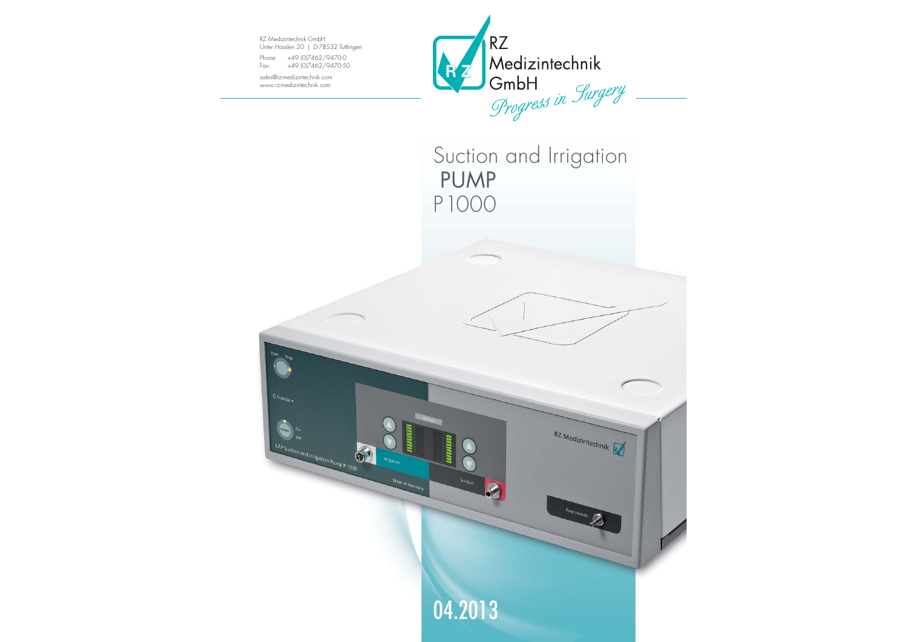RZ Medizintechnik GmbH
Unter Hasslen 20 | D-78532 Tuttlingen

Phone: +49 (0)7462/9470-0
Fax: +49 (0)7462/9470-50

sales@rz-medizintechnik.com
www.rz-medizintechnik.com

RZ Medizintechnik GmbH

*Progress in Surgery*

# Suction and Irrigation PUMP P 1000

04.2013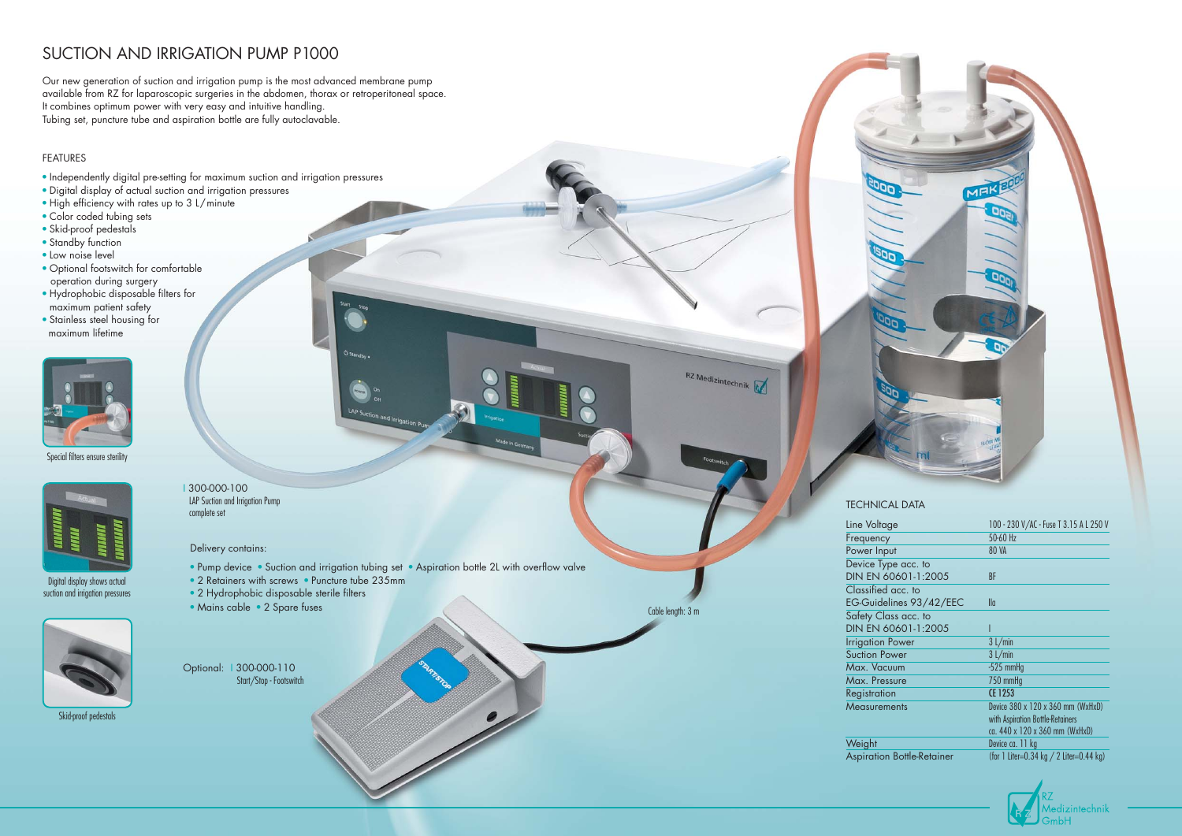# SUCTION AND IRRIGATION PUMP P1000

Our new generation of suction and irrigation pump is the most advanced membrane pump available from RZ for laparoscopic surgeries in the abdomen, thorax or retroperitoneal space. It combines optimum power with very easy and intuitive handling. Tubing set, puncture tube and aspiration bottle are fully autoclavable.

## FEATURES

- Independently digital pre-setting for maximum suction and irrigation pressures
- Digital display of actual suction and irrigation pressures
- High efficiency with rates up to 3 L/minute
- Color coded tubing sets
- Skid-proof pedestals
- Standby function
- Low noise level
- Optional footswitch for comfortable operation during surgery
- Hydrophobic disposable filters for maximum patient safety
- Stainless steel housing for maximum lifetime

Special filters ensure sterility

Digital display shows actual suction and irrigation pressures

Skid-proof pedestals

I 300-000-100
LAP Suction and Irrigation Pump complete set

Delivery contains:

- Pump device
- Suction and irrigation tubing set
- Aspiration bottle 2L with overflow valve
- 2 Retainers with screws
- Puncture tube 235mm
- 2 Hydrophobic disposable sterile filters
- Mains cable
- 2 Spare fuses

Optional: I 300-000-110
Start/Stop - Footswitch

Cable length: 3 m

## TECHNICAL DATA

| | |
|---|---|
| Line Voltage | 100 - 230 V/AC - Fuse T 3.15 A L 250 V |
| Frequency | 50-60 Hz |
| Power Input | 80 VA |
| Device Type acc. to DIN EN 60601-1:2005 | BF |
| Classified acc. to EG-Guidelines 93/42/EEC | IIa |
| Safety Class acc. to DIN EN 60601-1:2005 | I |
| Irrigation Power | 3 L/min |
| Suction Power | 3 L/min |
| Max. Vacuum | -525 mmHg |
| Max. Pressure | 750 mmHg |
| Registration | CE 1253 |
| Measurements | Device 380 x 120 x 360 mm (WxHxD) with Aspiration Bottle-Retainers ca. 440 x 120 x 360 mm (WxHxD) |
| Weight | Device ca. 11 kg |
| Aspiration Bottle-Retainer | (for 1 Liter=0.34 kg / 2 Liter=0.44 kg) |

RZ Medizintechnik GmbH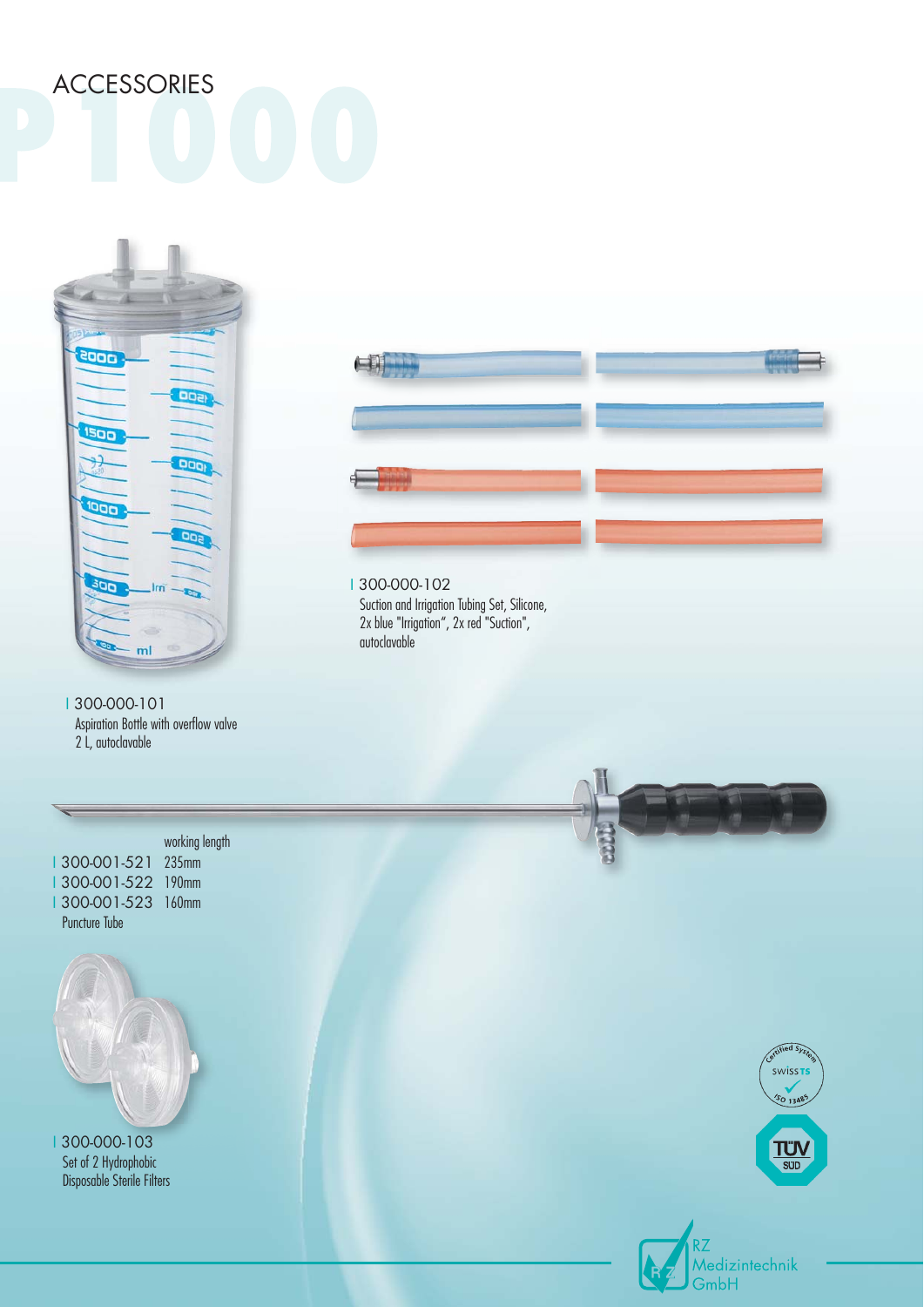# ACCESSORIES

P1000

| 300-000-101
Aspiration Bottle with overflow valve
2 L, autoclavable

| 300-000-102
Suction and Irrigation Tubing Set, Silicone,
2x blue "Irrigation", 2x red "Suction",
autoclavable

| | working length |
|---|---|
| 300-001-521 | 235mm |
| 300-001-522 | 190mm |
| 300-001-523 | 160mm |

Puncture Tube

| 300-000-103
Set of 2 Hydrophobic
Disposable Sterile Filters

RZ Medizintechnik GmbH